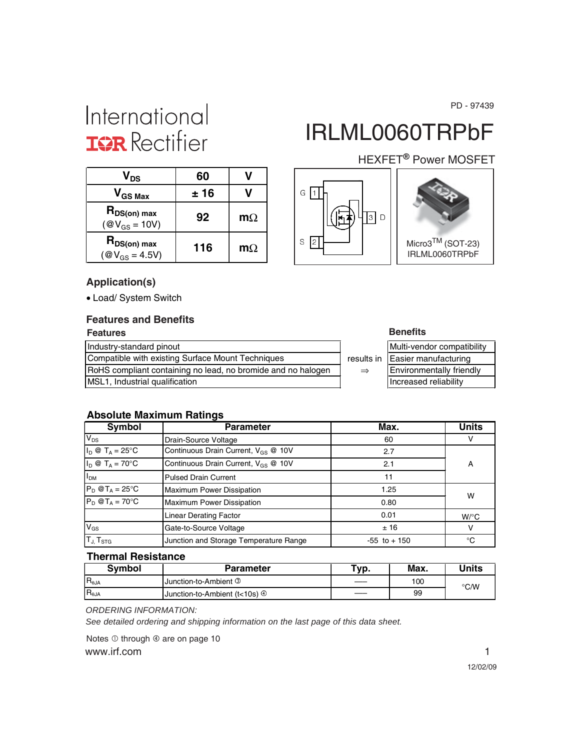PD - 97439

International
IOR Rectifier

# IRLML0060TRPbF

HEXFET® Power MOSFET

| | | |
|---|---|---|
| $V_{DS}$ | 60 | V |
| $V_{GS\ Max}$ | ± 16 | V |
| $R_{DS(on)\ max}$ (@$V_{GS}$ = 10V) | 92 | mΩ |
| $R_{DS(on)\ max}$ (@$V_{GS}$ = 4.5V) | 116 | mΩ |

G 1, S 2, 3 D

Micro3[TM] (SOT-23)
IRLML0060TRPbF

## Application(s)

- Load/ System Switch

## Features and Benefits

| Features | | Benefits |
|---|---|---|
| Industry-standard pinout | results in ⇒ | Multi-vendor compatibility |
| Compatible with existing Surface Mount Techniques | | Easier manufacturing |
| RoHS compliant containing no lead, no bromide and no halogen | | Environmentally friendly |
| MSL1, Industrial qualification | | Increased reliability |

## Absolute Maximum Ratings

| Symbol | Parameter | Max. | Units |
|---|---|---|---|
| $V_{DS}$ | Drain-Source Voltage | 60 | V |
| $I_D$ @ $T_A$ = 25°C | Continuous Drain Current, $V_{GS}$ @ 10V | 2.7 | A |
| $I_D$ @ $T_A$ = 70°C | Continuous Drain Current, $V_{GS}$ @ 10V | 2.1 | |
| $I_{DM}$ | Pulsed Drain Current | 11 | |
| $P_D$ @$T_A$ = 25°C | Maximum Power Dissipation | 1.25 | W |
| $P_D$ @$T_A$ = 70°C | Maximum Power Dissipation | 0.80 | |
| | Linear Derating Factor | 0.01 | W/°C |
| $V_{GS}$ | Gate-to-Source Voltage | ± 16 | V |
| $T_J$, $T_{STG}$ | Junction and Storage Temperature Range | -55 to + 150 | °C |

## Thermal Resistance

| Symbol | Parameter | Typ. | Max. | Units |
|---|---|---|---|---|
| $R_{θJA}$ | Junction-to-Ambient ③ | —— | 100 | °C/W |
| $R_{θJA}$ | Junction-to-Ambient (t<10s) ④ | —— | 99 | |

*ORDERING INFORMATION:*
*See detailed ordering and shipping information on the last page of this data sheet.*

Notes ① through ④ are on page 10

www.irf.com

12/02/09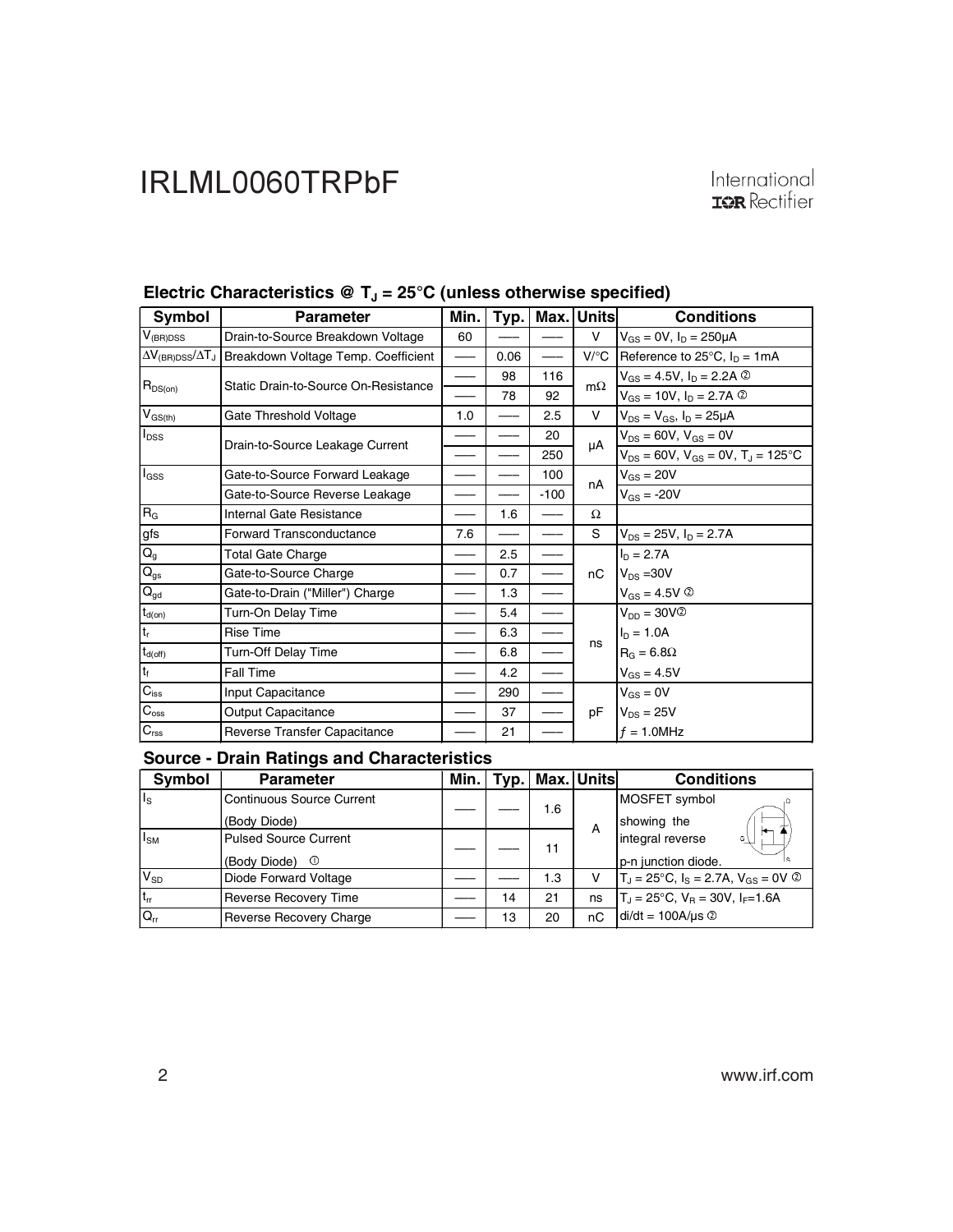## Electric Characteristics @ $T_J$ = 25°C (unless otherwise specified)

| Symbol | Parameter | Min. | Typ. | Max. | Units | Conditions |
|---|---|---|---|---|---|---|
| $V_{(BR)DSS}$ | Drain-to-Source Breakdown Voltage | 60 | —— | —— | V | $V_{GS}$ = 0V, $I_D$ = 250µA |
| $\Delta V_{(BR)DSS}/\Delta T_J$ | Breakdown Voltage Temp. Coefficient | —— | 0.06 | —— | V/°C | Reference to 25°C, $I_D$ = 1mA |
| $R_{DS(on)}$ | Static Drain-to-Source On-Resistance | —— | 98 | 116 | mΩ | $V_{GS}$ = 4.5V, $I_D$ = 2.2A ② |
| | | —— | 78 | 92 | | $V_{GS}$ = 10V, $I_D$ = 2.7A ② |
| $V_{GS(th)}$ | Gate Threshold Voltage | 1.0 | —— | 2.5 | V | $V_{DS}$ = $V_{GS}$, $I_D$ = 25µA |
| $I_{DSS}$ | Drain-to-Source Leakage Current | —— | —— | 20 | µA | $V_{DS}$ = 60V, $V_{GS}$ = 0V |
| | | —— | —— | 250 | | $V_{DS}$ = 60V, $V_{GS}$ = 0V, $T_J$ = 125°C |
| $I_{GSS}$ | Gate-to-Source Forward Leakage | —— | —— | 100 | nA | $V_{GS}$ = 20V |
| | Gate-to-Source Reverse Leakage | —— | —— | -100 | | $V_{GS}$ = -20V |
| $R_G$ | Internal Gate Resistance | —— | 1.6 | —— | Ω | |
| gfs | Forward Transconductance | 7.6 | —— | —— | S | $V_{DS}$ = 25V, $I_D$ = 2.7A |
| $Q_g$ | Total Gate Charge | —— | 2.5 | —— | nC | $I_D$ = 2.7A |
| $Q_{gs}$ | Gate-to-Source Charge | —— | 0.7 | —— | | $V_{DS}$ =30V |
| $Q_{gd}$ | Gate-to-Drain ("Miller") Charge | —— | 1.3 | —— | | $V_{GS}$ = 4.5V ② |
| $t_{d(on)}$ | Turn-On Delay Time | —— | 5.4 | —— | ns | $V_{DD}$ = 30V② |
| $t_r$ | Rise Time | —— | 6.3 | —— | | $I_D$ = 1.0A |
| $t_{d(off)}$ | Turn-Off Delay Time | —— | 6.8 | —— | | $R_G$ = 6.8Ω |
| $t_f$ | Fall Time | —— | 4.2 | —— | | $V_{GS}$ = 4.5V |
| $C_{iss}$ | Input Capacitance | —— | 290 | —— | pF | $V_{GS}$ = 0V |
| $C_{oss}$ | Output Capacitance | —— | 37 | —— | | $V_{DS}$ = 25V |
| $C_{rss}$ | Reverse Transfer Capacitance | —— | 21 | —— | | $f$ = 1.0MHz |

## Source - Drain Ratings and Characteristics

| Symbol | Parameter | Min. | Typ. | Max. | Units | Conditions |
|---|---|---|---|---|---|---|
| $I_S$ | Continuous Source Current (Body Diode) | —— | —— | 1.6 | A | MOSFET symbol showing the integral reverse p-n junction diode. |
| $I_{SM}$ | Pulsed Source Current (Body Diode) ① | —— | —— | 11 | | |
| $V_{SD}$ | Diode Forward Voltage | —— | —— | 1.3 | V | $T_J$ = 25°C, $I_S$ = 2.7A, $V_{GS}$ = 0V ② |
| $t_{rr}$ | Reverse Recovery Time | —— | 14 | 21 | ns | $T_J$ = 25°C, $V_R$ = 30V, $I_F$=1.6A |
| $Q_{rr}$ | Reverse Recovery Charge | —— | 13 | 20 | nC | di/dt = 100A/µs ② |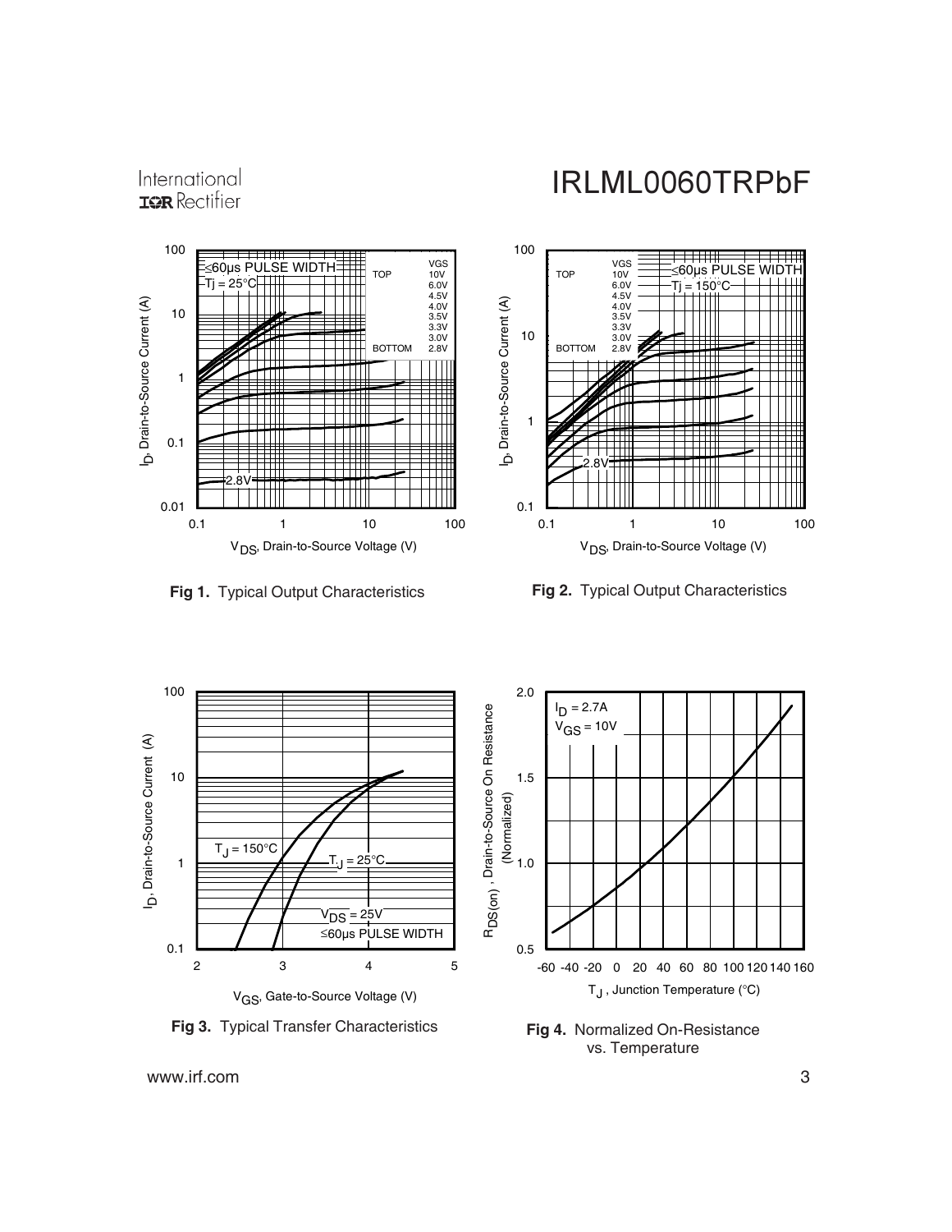**Fig 1.** Typical Output Characteristics

**Fig 2.** Typical Output Characteristics

**Fig 3.** Typical Transfer Characteristics

**Fig 4.** Normalized On-Resistance vs. Temperature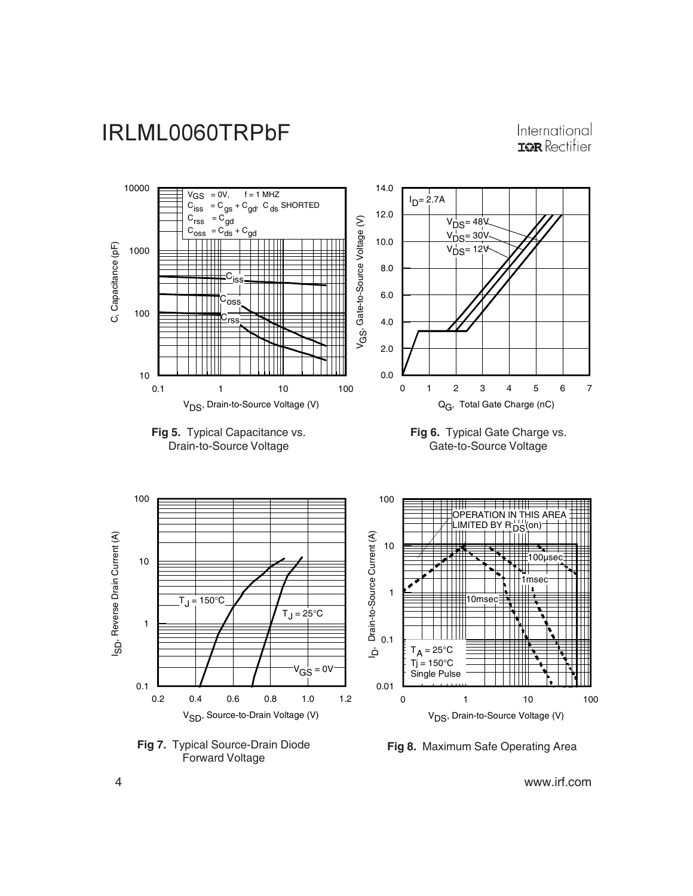**Fig 5.** Typical Capacitance vs. Drain-to-Source Voltage

**Fig 6.** Typical Gate Charge vs. Gate-to-Source Voltage

**Fig 7.** Typical Source-Drain Diode Forward Voltage

**Fig 8.** Maximum Safe Operating Area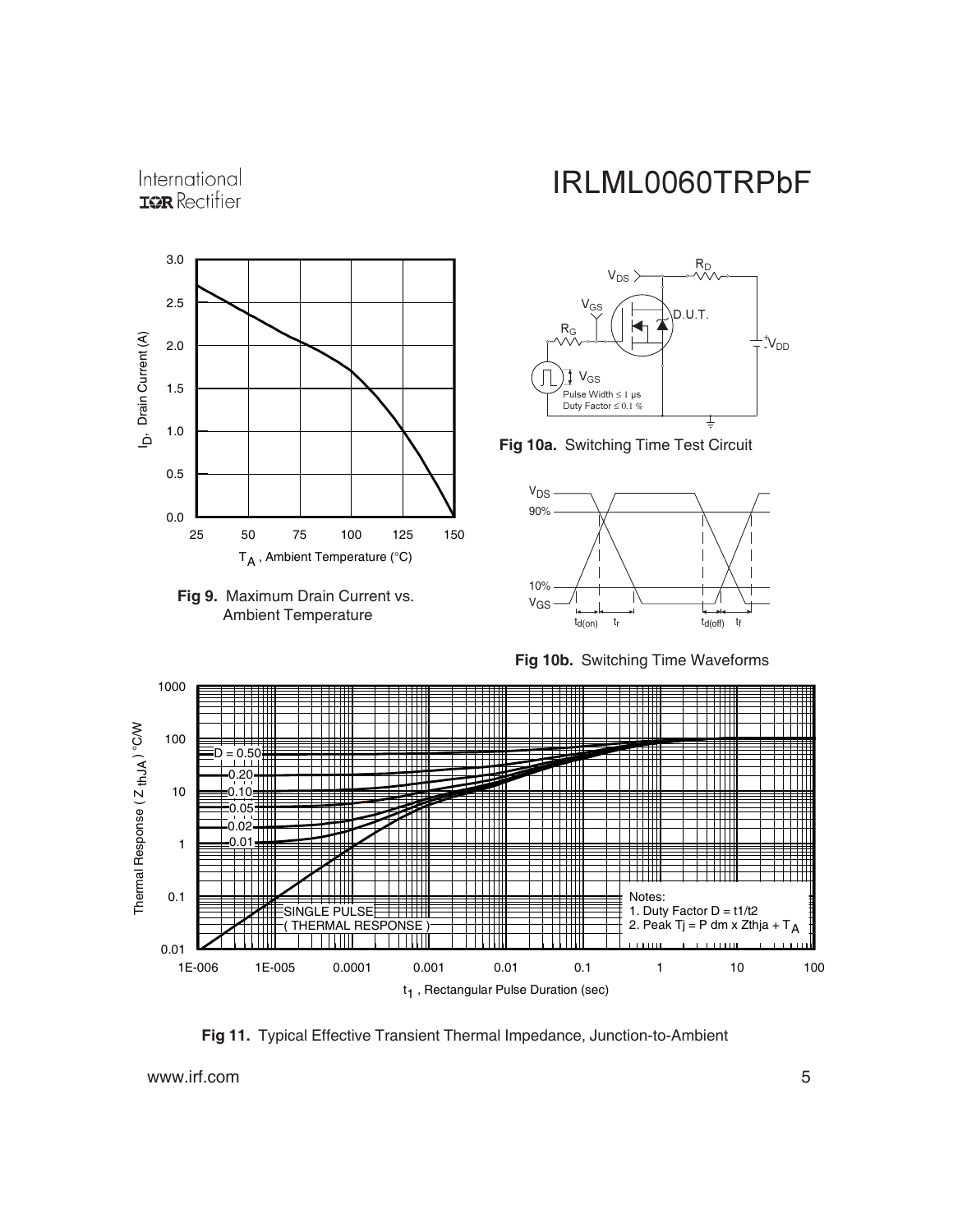Fig 9. Maximum Drain Current vs. Ambient Temperature

Fig 10a. Switching Time Test Circuit

Fig 10b. Switching Time Waveforms

Notes:
1. Duty Factor D = t1/t2
2. Peak Tj = P dm x Zthja + $T_A$

Fig 11. Typical Effective Transient Thermal Impedance, Junction-to-Ambient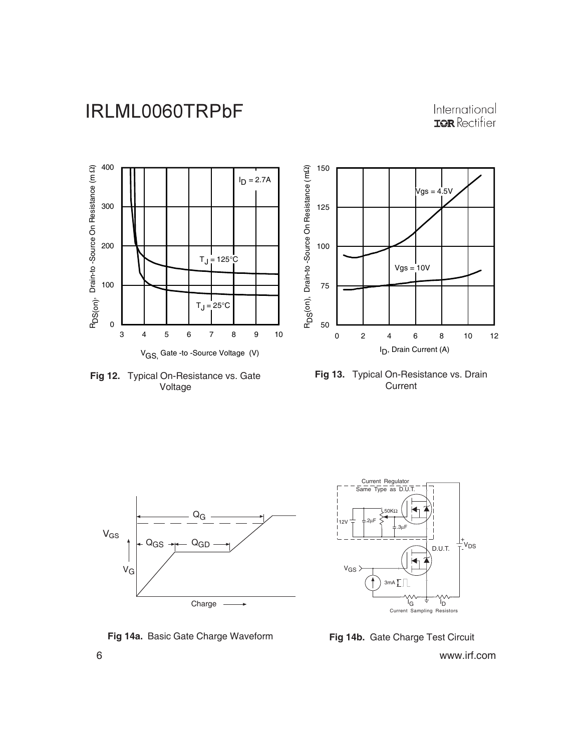Fig 12. Typical On-Resistance vs. Gate Voltage

Fig 13. Typical On-Resistance vs. Drain Current

Fig 14a. Basic Gate Charge Waveform

Fig 14b. Gate Charge Test Circuit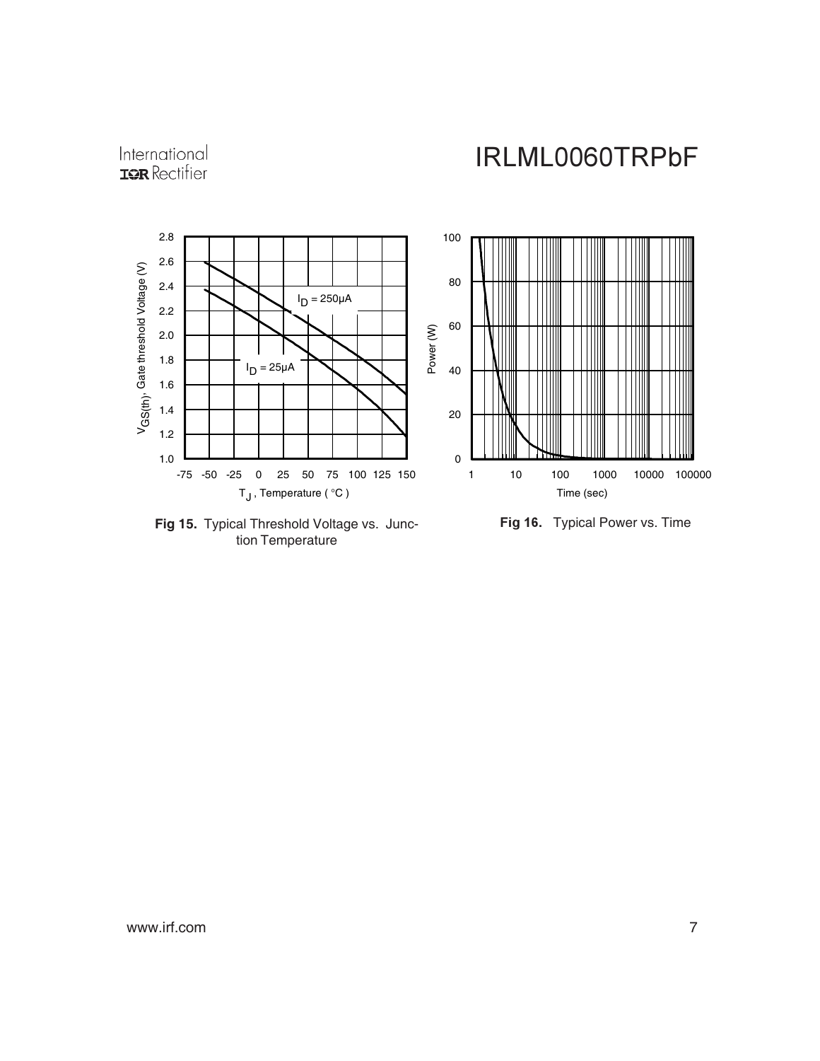Fig 15. Typical Threshold Voltage vs. Junction Temperature

Fig 16. Typical Power vs. Time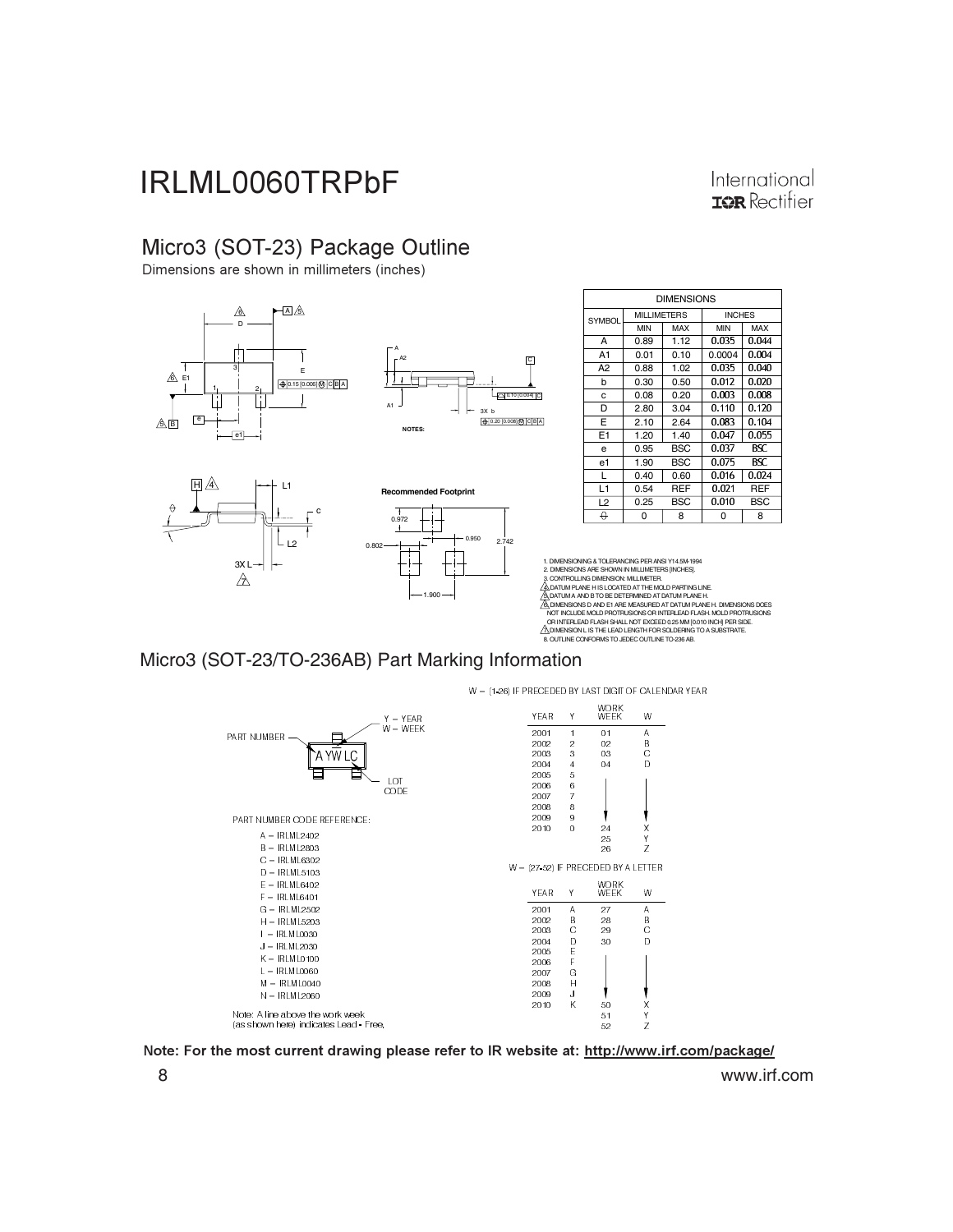## Micro3 (SOT-23) Package Outline

Dimensions are shown in millimeters (inches)

| SYMBOL | MILLIMETERS | | INCHES | |
|---|---|---|---|---|
| | MIN | MAX | MIN | MAX |
| A | 0.89 | 1.12 | 0.035 | 0.044 |
| A1 | 0.01 | 0.10 | 0.0004 | 0.004 |
| A2 | 0.88 | 1.02 | 0.035 | 0.040 |
| b | 0.30 | 0.50 | 0.012 | 0.020 |
| c | 0.08 | 0.20 | 0.003 | 0.008 |
| D | 2.80 | 3.04 | 0.110 | 0.120 |
| E | 2.10 | 2.64 | 0.083 | 0.104 |
| E1 | 1.20 | 1.40 | 0.047 | 0.055 |
| e | 0.95 | BSC | 0.037 | BSC |
| e1 | 1.90 | BSC | 0.075 | BSC |
| L | 0.40 | 0.60 | 0.016 | 0.024 |
| L1 | 0.54 | REF | 0.021 | REF |
| L2 | 0.25 | BSC | 0.010 | BSC |
| θ | 0 | 8 | 0 | 8 |

Recommended Footprint: 0.972, 0.950, 0.802, 2.742, 1.900

NOTES:

1. DIMENSIONING & TOLERANCING PER ANSI Y14.5M-1994
2. DIMENSIONS ARE SHOWN IN MILLIMETERS [INCHES].
3. CONTROLLING DIMENSION: MILLIMETER.
4. DATUM PLANE H IS LOCATED AT THE MOLD PARTING LINE.
5. DATUM A AND B TO BE DETERMINED AT DATUM PLANE H.
6. DIMENSIONS D AND E1 ARE MEASURED AT DATUM PLANE H. DIMENSIONS DOES NOT INCLUDE MOLD PROTRUSIONS OR INTERLEAD FLASH. MOLD PROTRUSIONS OR INTERLEAD FLASH SHALL NOT EXCEED 0.25 MM [0.010 INCH] PER SIDE.
7. DIMENSION L IS THE LEAD LENGTH FOR SOLDERING TO A SUBSTRATE.
8. OUTLINE CONFORMS TO JEDEC OUTLINE TO-236 AB.

## Micro3 (SOT-23/TO-236AB) Part Marking Information

PART NUMBER — A YW LC — Y = YEAR, W = WEEK, LOT CODE

PART NUMBER CODE REFERENCE:

- A = IRLML2402
- B = IRLML2803
- C = IRLML6302
- D = IRLML5103
- E = IRLML6402
- F = IRLML6401
- G = IRLML2502
- H = IRLML5203
- I = IRLML0030
- J = IRLML2030
- K = IRLML0100
- L = IRLML0060
- M = IRLML0040
- N = IRLML2060

Note: A line above the work week (as shown here) indicates Lead - Free.

W = (1-26) IF PRECEDED BY LAST DIGIT OF CALENDAR YEAR

| YEAR | Y | WORK WEEK | W |
|---|---|---|---|
| 2001 | 1 | 01 | A |
| 2002 | 2 | 02 | B |
| 2003 | 3 | 03 | C |
| 2004 | 4 | 04 | D |
| 2005 | 5 | | |
| 2006 | 6 | | |
| 2007 | 7 | | |
| 2008 | 8 | | |
| 2009 | 9 | | |
| 2010 | 0 | 24 | X |
| | | 25 | Y |
| | | 26 | Z |

W = (27-52) IF PRECEDED BY A LETTER

| YEAR | Y | WORK WEEK | W |
|---|---|---|---|
| 2001 | A | 27 | A |
| 2002 | B | 28 | B |
| 2003 | C | 29 | C |
| 2004 | D | 30 | D |
| 2005 | E | | |
| 2006 | F | | |
| 2007 | G | | |
| 2008 | H | | |
| 2009 | J | | |
| 2010 | K | 50 | X |
| | | 51 | Y |
| | | 52 | Z |

**Note: For the most current drawing please refer to IR website at: http://www.irf.com/package/**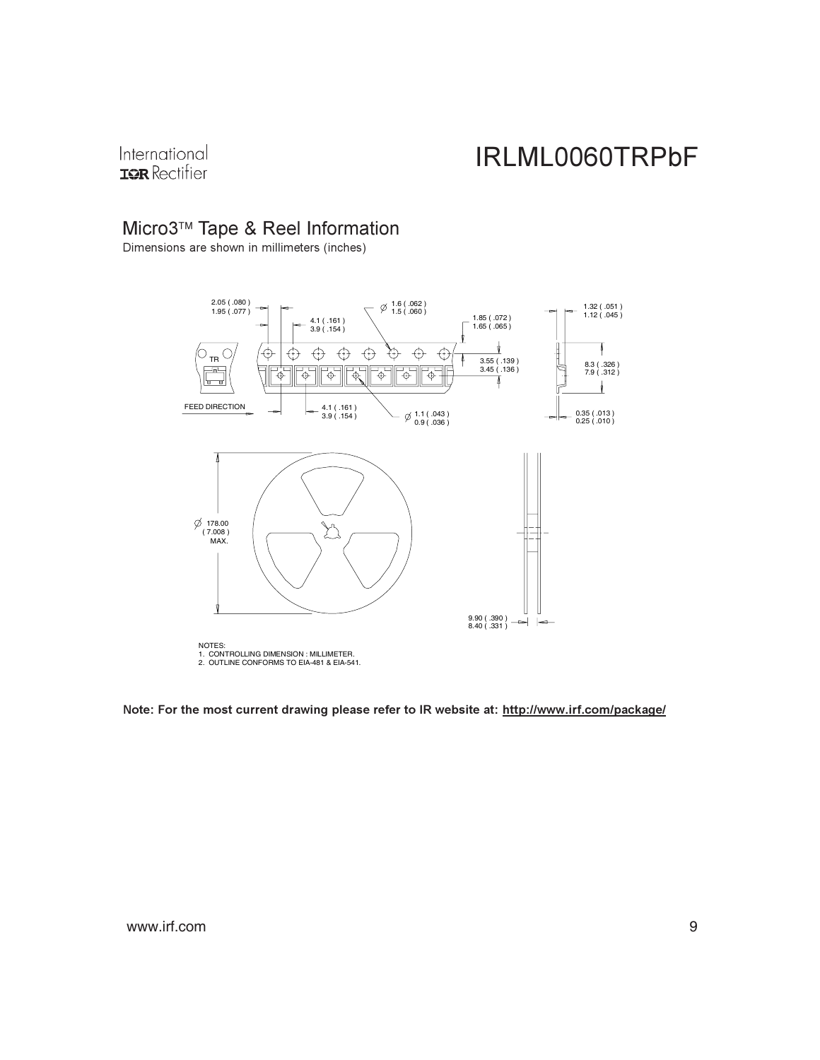# Micro3™ Tape & Reel Information

Dimensions are shown in millimeters (inches)

2.05 ( .080 )
1.95 ( .077 )

4.1 ( .161 )
3.9 ( .154 )

Ø 1.6 ( .062 )
1.5 ( .060 )

1.85 ( .072 )
1.65 ( .065 )

1.32 ( .051 )
1.12 ( .045 )

TR

3.55 ( .139 )
3.45 ( .136 )

8.3 ( .326 )
7.9 ( .312 )

FEED DIRECTION

4.1 ( .161 )
3.9 ( .154 )

Ø 1.1 ( .043 )
0.9 ( .036 )

0.35 ( .013 )
0.25 ( .010 )

Ø 178.00
( 7.008 )
MAX.

9.90 ( .390 )
8.40 ( .331 )

NOTES:
1. CONTROLLING DIMENSION : MILLIMETER.
2. OUTLINE CONFORMS TO EIA-481 & EIA-541.

**Note: For the most current drawing please refer to IR website at: http://www.irf.com/package/**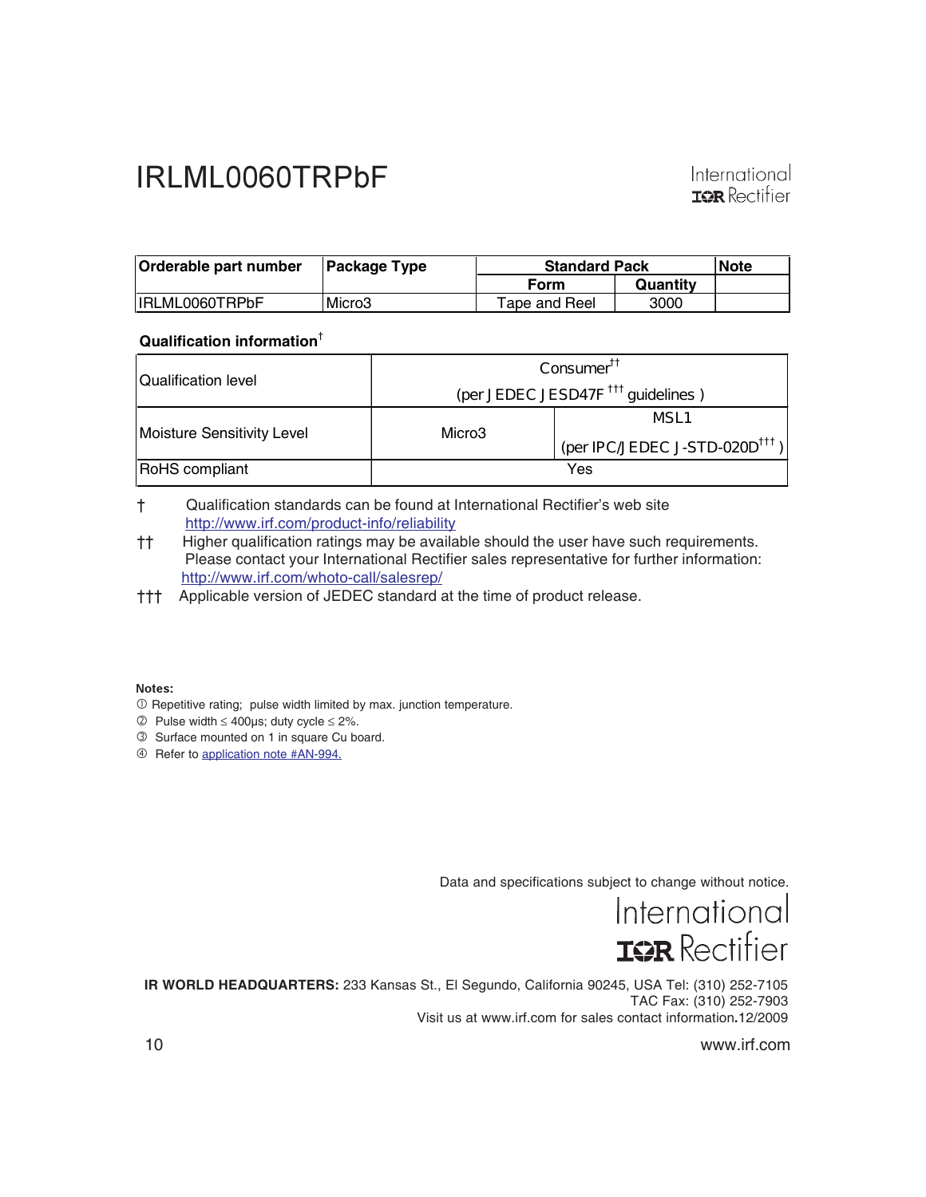| Orderable part number | Package Type | Standard Pack | | Note |
|---|---|---|---|---|
| | | Form | Quantity | |
| IRLML0060TRPbF | Micro3 | Tape and Reel | 3000 | |

**Qualification information**†

| | | |
|---|---|---|
| Qualification level | Consumer†† (per JEDEC JESD47F ††† guidelines ) | |
| Moisture Sensitivity Level | Micro3 | MSL1 (per IPC/JEDEC J-STD-020D††† ) |
| RoHS compliant | Yes | |

† Qualification standards can be found at International Rectifier's web site http://www.irf.com/product-info/reliability

†† Higher qualification ratings may be available should the user have such requirements. Please contact your International Rectifier sales representative for further information: http://www.irf.com/whoto-call/salesrep/

††† Applicable version of JEDEC standard at the time of product release.

**Notes:**

① Repetitive rating; pulse width limited by max. junction temperature.

② Pulse width ≤ 400µs; duty cycle ≤ 2%.

③ Surface mounted on 1 in square Cu board.

④ Refer to application note #AN-994.

Data and specifications subject to change without notice.

International IOR Rectifier

**IR WORLD HEADQUARTERS:** 233 Kansas St., El Segundo, California 90245, USA Tel: (310) 252-7105
TAC Fax: (310) 252-7903
Visit us at www.irf.com for sales contact information.12/2009